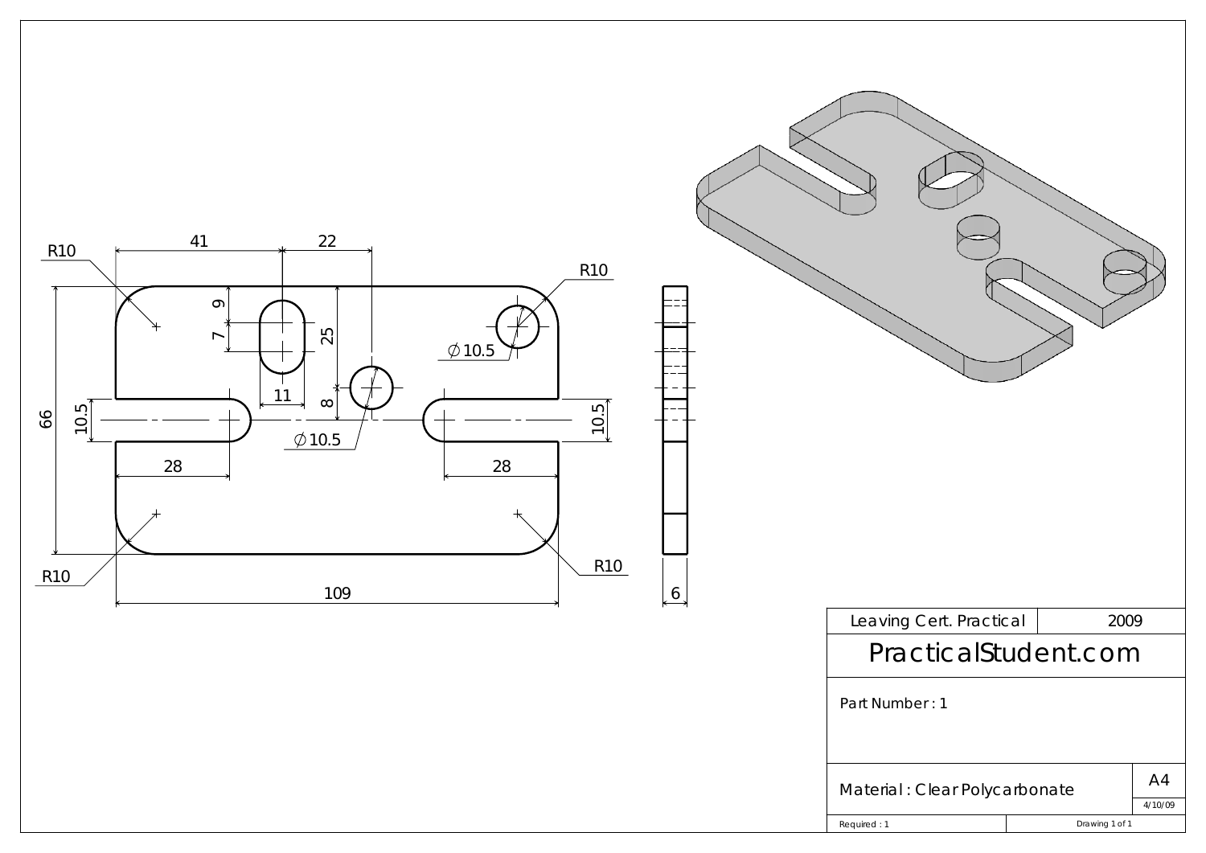| Leaving Cert. Practical | 2009 |
| --- | --- |
| PracticalStudent.com | |
| Part Number : 1 | |
| Material : Clear Polycarbonate | A4 — 4/10/09 |
| Required : 1 | Drawing 1 of 1 |

Dimensions: R10, 41, 22, R10, 9, 7, 25, 11, 8, ∅10.5, ∅10.5, 66, 10.5, 10.5, 28, 28, R10, R10, 109, 6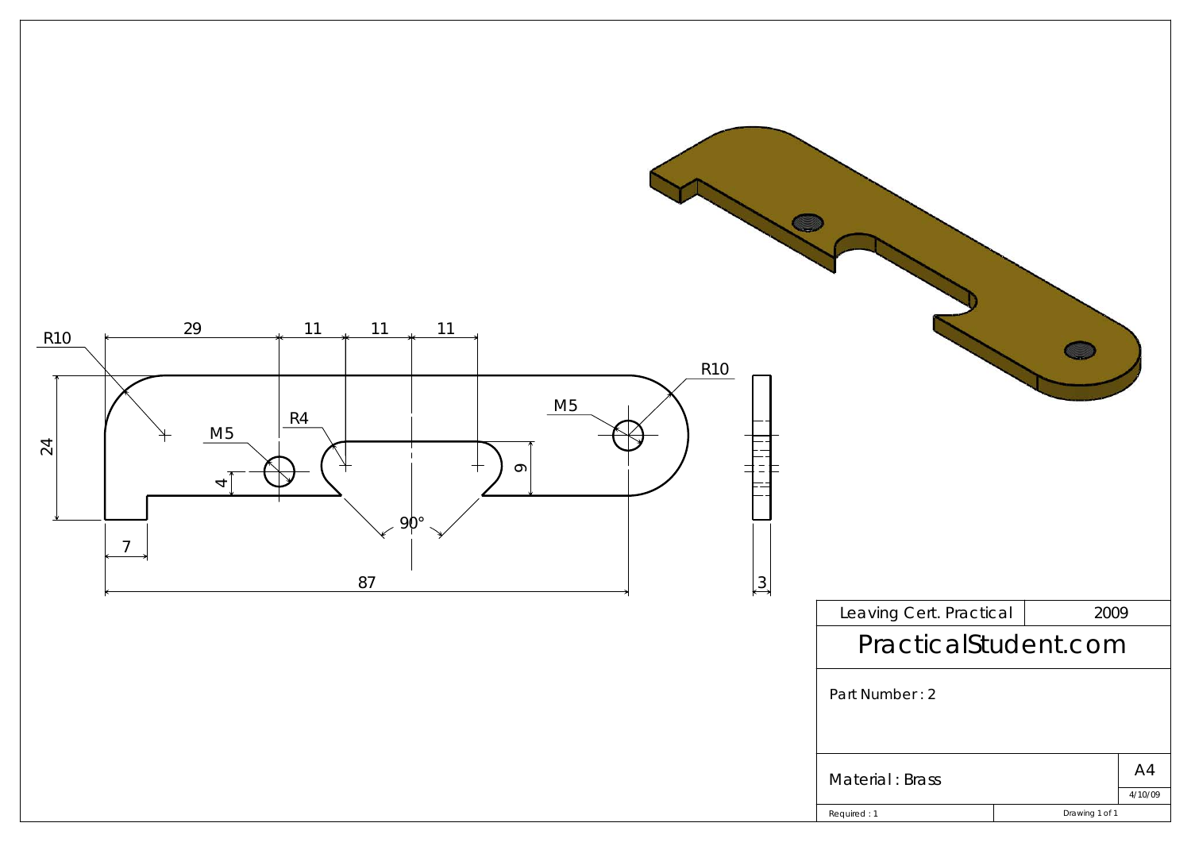R10

29 11 11 11

M5

R4

M5

R10

24

4

9

90°

7

87

3

| Leaving Cert. Practical | 2009 |
| --- | --- |
| PracticalStudent.com | |
| Part Number : 2 | |
| Material : Brass | A4 4/10/09 |
| Required : 1 | Drawing 1 of 1 |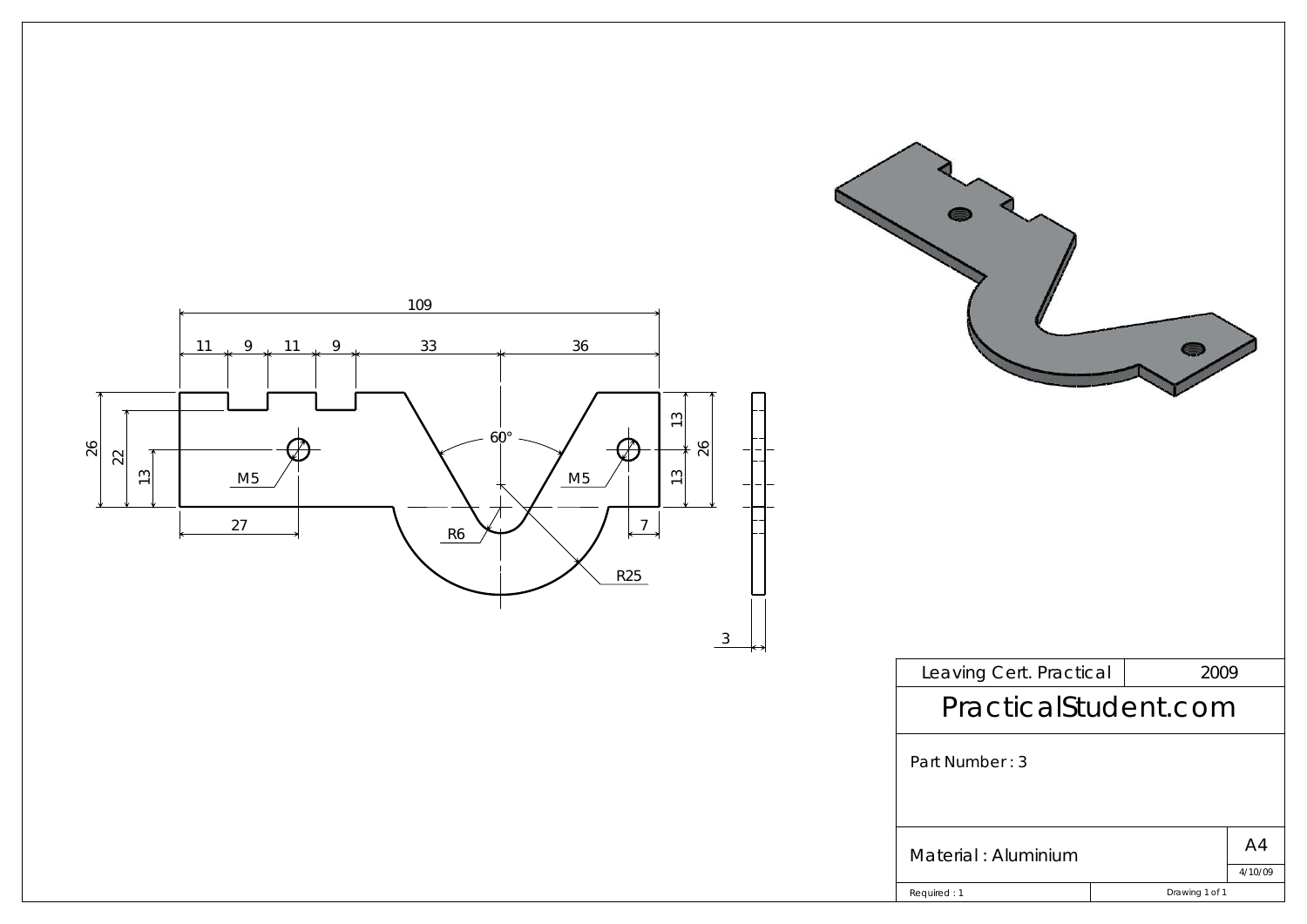| Leaving Cert. Practical | 2009 |
| --- | --- |
| PracticalStudent.com | |
| Part Number : 3 | |
| Material : Aluminium | A4 |
| | 4/10/09 |
| Required : 1 | Drawing 1 of 1 |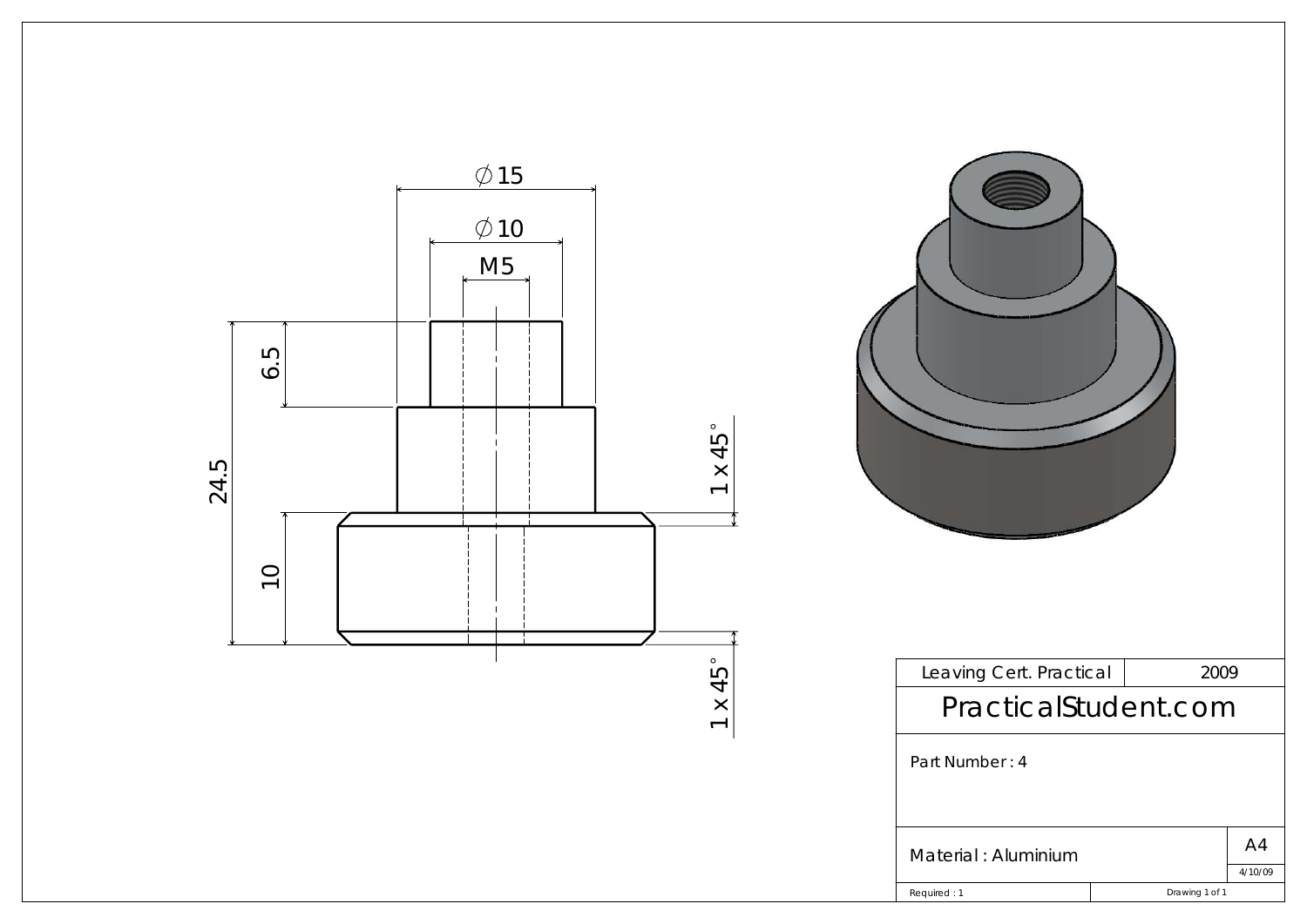∅15

∅10

M5

6.5

24.5

10

1 x 45°

1 x 45°

| Leaving Cert. Practical | 2009 |
| --- | --- |
| PracticalStudent.com | |
| Part Number : 4 | |
| Material : Aluminium | A4 |
| | 4/10/09 |
| Required : 1 | Drawing 1 of 1 |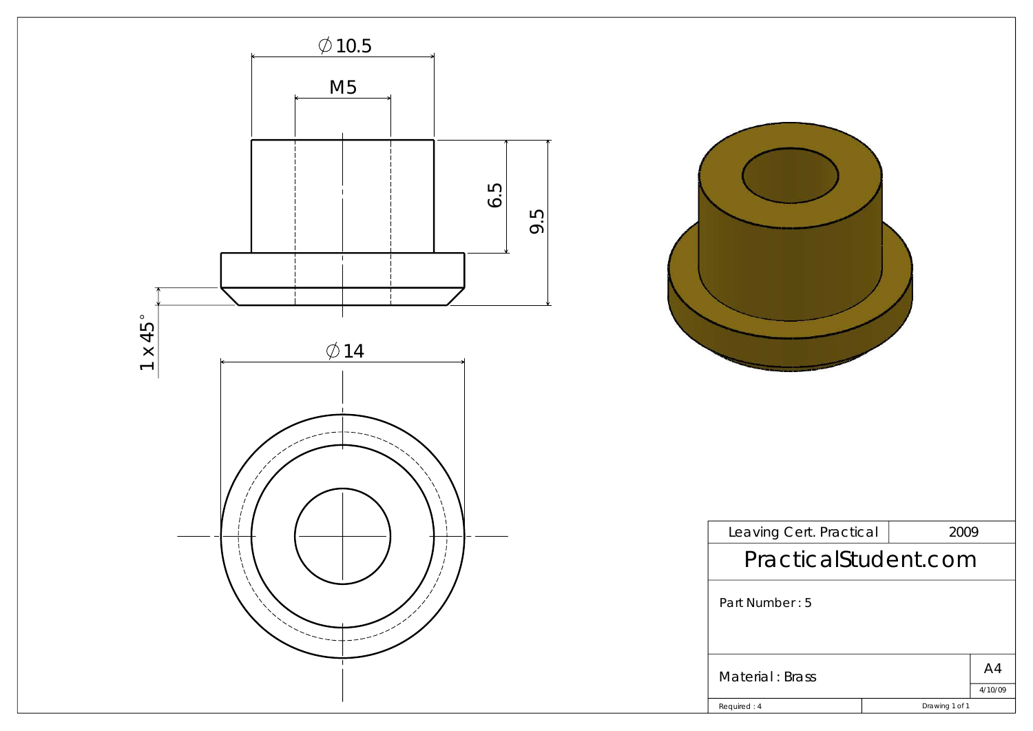$\varnothing$10.5

M5

6.5

9.5

1 x 45°

$\varnothing$14

| Leaving Cert. Practical | 2009 |
| --- | --- |
| PracticalStudent.com | |
| Part Number : 5 | |
| Material : Brass | A4 |
| | 4/10/09 |
| Required : 4 | Drawing 1 of 1 |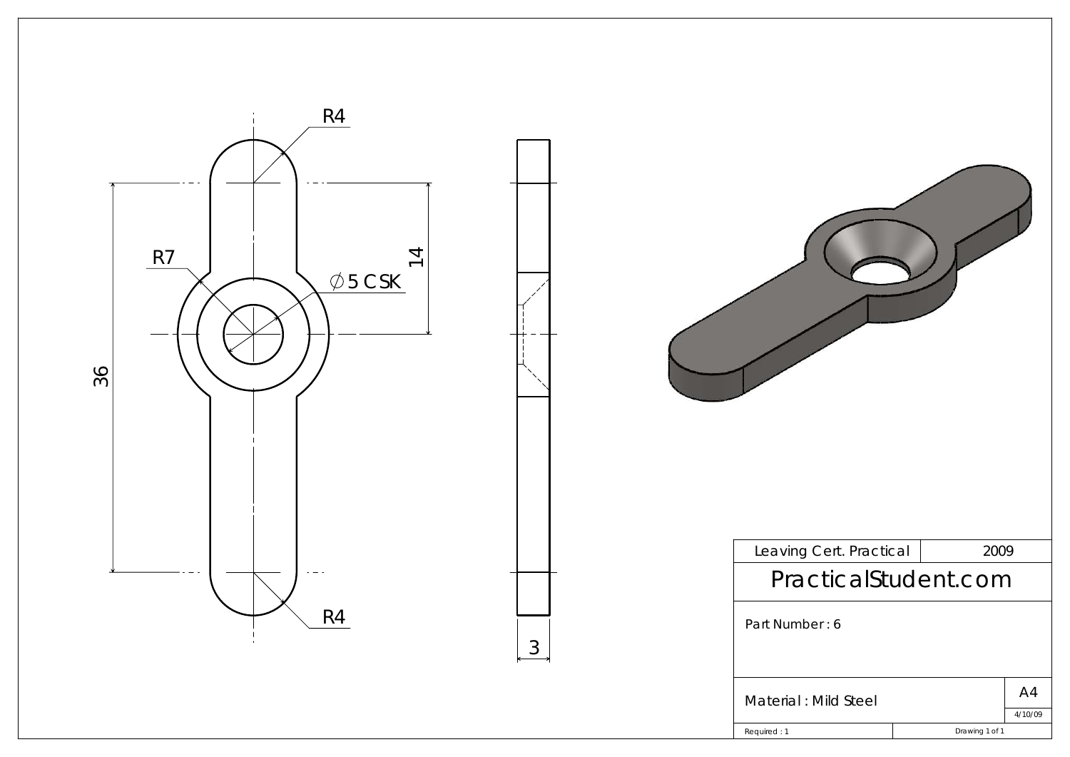R4

R7

⌀5 CSK

14

36

R4

3

| | | |
|---|---|---|
| Leaving Cert. Practical | 2009 | |
| PracticalStudent.com | | |
| Part Number : 6 | | |
| Material : Mild Steel | | A4 |
| | | 4/10/09 |
| Required : 1 | Drawing 1 of 1 | |